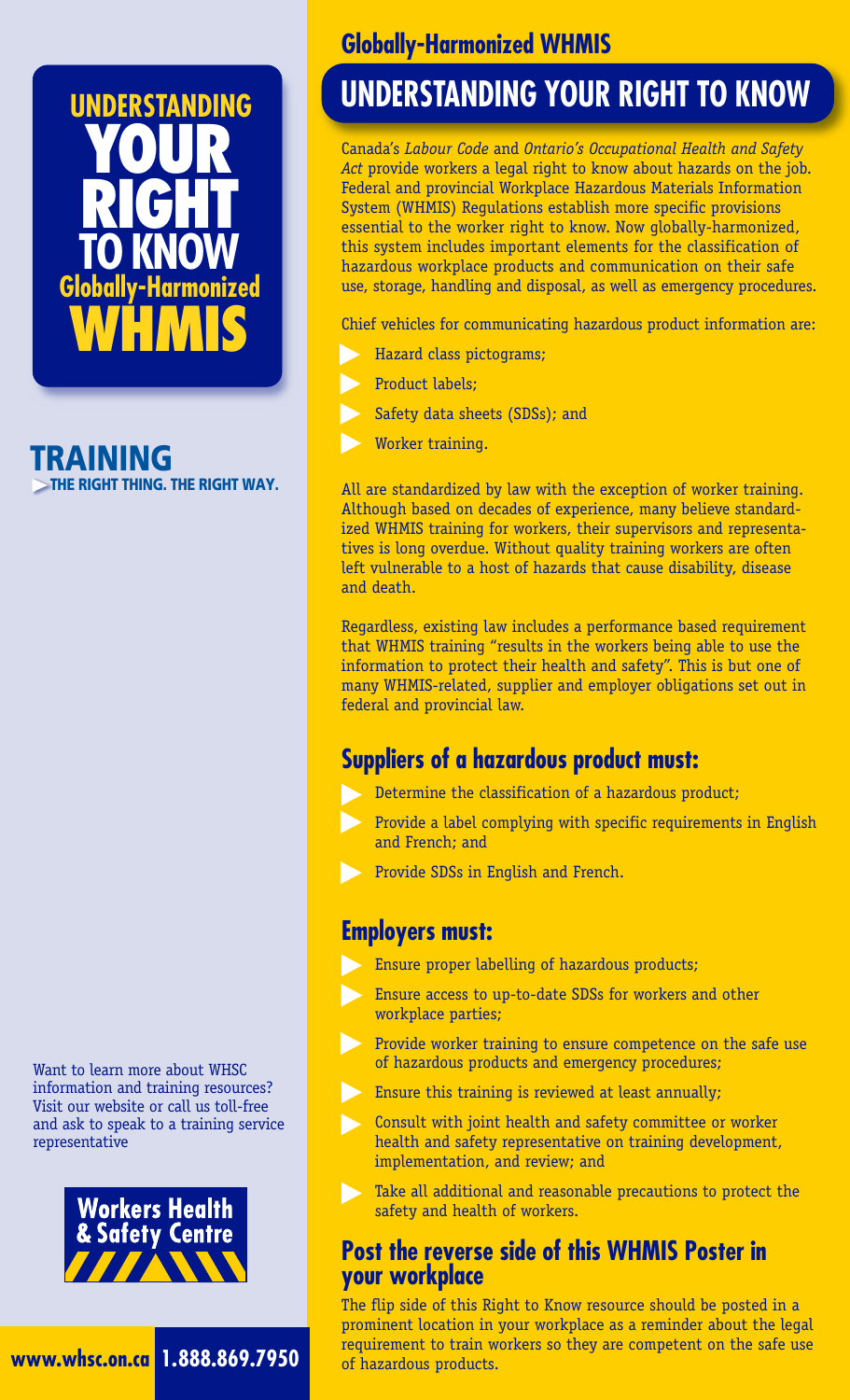# UNDERSTANDING YOUR RIGHT TO KNOW Globally-Harmonized WHMIS

**TRAINING**
THE RIGHT THING. THE RIGHT WAY.

Want to learn more about WHSC information and training resources? Visit our website or call us toll-free and ask to speak to a training service representative

Workers Health & Safety Centre

www.whsc.on.ca 1.888.869.7950

## Globally-Harmonized WHMIS

# UNDERSTANDING YOUR RIGHT TO KNOW

Canada's *Labour Code* and *Ontario's Occupational Health and Safety Act* provide workers a legal right to know about hazards on the job. Federal and provincial Workplace Hazardous Materials Information System (WHMIS) Regulations establish more specific provisions essential to the worker right to know. Now globally-harmonized, this system includes important elements for the classification of hazardous workplace products and communication on their safe use, storage, handling and disposal, as well as emergency procedures.

Chief vehicles for communicating hazardous product information are:

- Hazard class pictograms;
- Product labels;
- Safety data sheets (SDSs); and
- Worker training.

All are standardized by law with the exception of worker training. Although based on decades of experience, many believe standardized WHMIS training for workers, their supervisors and representatives is long overdue. Without quality training workers are often left vulnerable to a host of hazards that cause disability, disease and death.

Regardless, existing law includes a performance based requirement that WHMIS training "results in the workers being able to use the information to protect their health and safety". This is but one of many WHMIS-related, supplier and employer obligations set out in federal and provincial law.

## Suppliers of a hazardous product must:

- Determine the classification of a hazardous product;
- Provide a label complying with specific requirements in English and French; and
- Provide SDSs in English and French.

## Employers must:

- Ensure proper labelling of hazardous products;
- Ensure access to up-to-date SDSs for workers and other workplace parties;
- Provide worker training to ensure competence on the safe use of hazardous products and emergency procedures;
- Ensure this training is reviewed at least annually;
- Consult with joint health and safety committee or worker health and safety representative on training development, implementation, and review; and
- Take all additional and reasonable precautions to protect the safety and health of workers.

## Post the reverse side of this WHMIS Poster in your workplace

The flip side of this Right to Know resource should be posted in a prominent location in your workplace as a reminder about the legal requirement to train workers so they are competent on the safe use of hazardous products.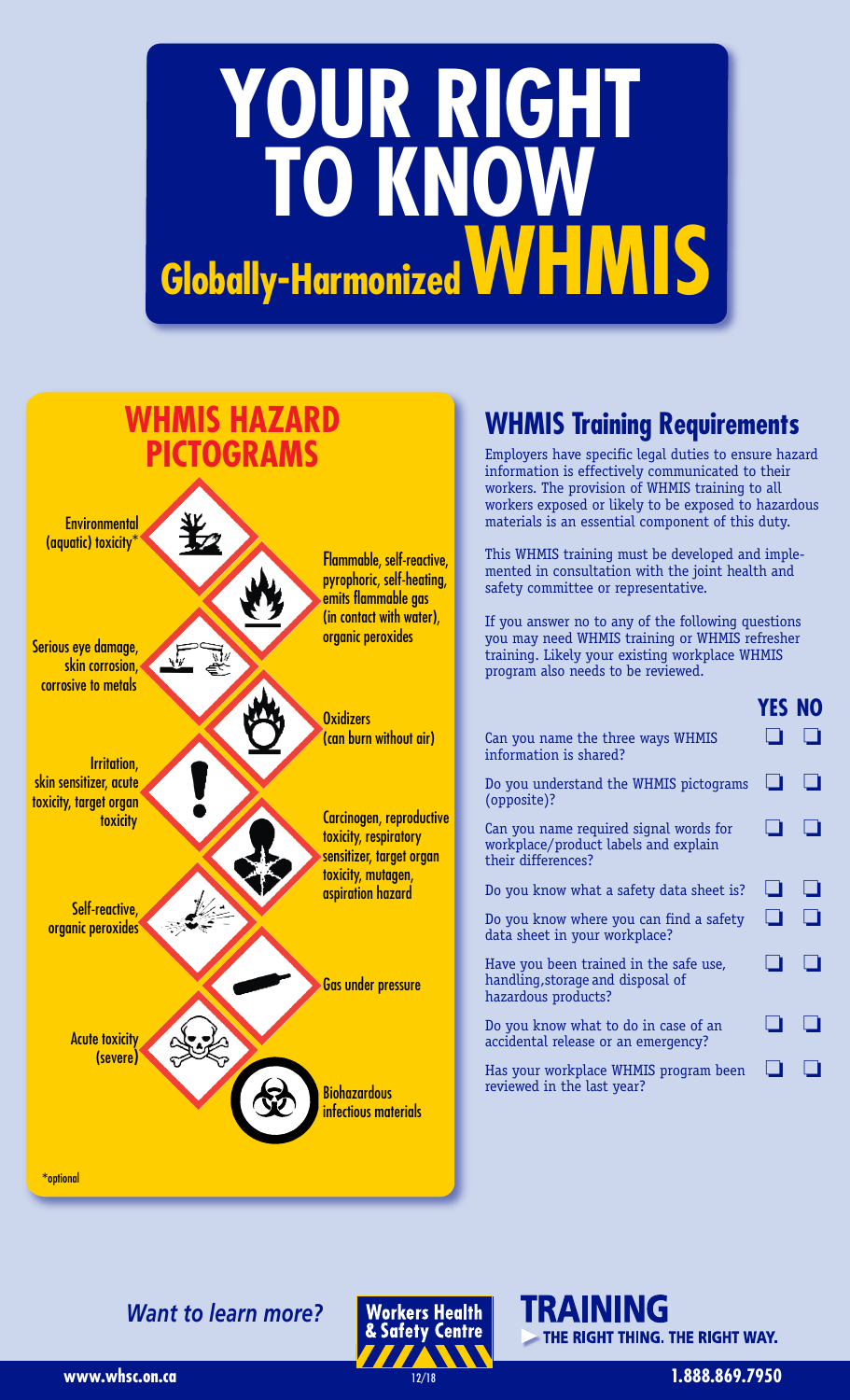# YOUR RIGHT TO KNOW

## Globally-Harmonized WHMIS

## WHMIS HAZARD PICTOGRAMS

Environmental (aquatic) toxicity*

Flammable, self-reactive, pyrophoric, self-heating, emits flammable gas (in contact with water), organic peroxides

Serious eye damage, skin corrosion, corrosive to metals

Oxidizers (can burn without air)

Irritation, skin sensitizer, acute toxicity, target organ toxicity

Carcinogen, reproductive toxicity, respiratory sensitizer, target organ toxicity, mutagen, aspiration hazard

Self-reactive, organic peroxides

Gas under pressure

Acute toxicity (severe)

Biohazardous infectious materials

*optional

## WHMIS Training Requirements

Employers have specific legal duties to ensure hazard information is effectively communicated to their workers. The provision of WHMIS training to all workers exposed or likely to be exposed to hazardous materials is an essential component of this duty.

This WHMIS training must be developed and implemented in consultation with the joint health and safety committee or representative.

If you answer no to any of the following questions you may need WHMIS training or WHMIS refresher training. Likely your existing workplace WHMIS program also needs to be reviewed.

| | YES | NO |
|---|---|---|
| Can you name the three ways WHMIS information is shared? | ❑ | ❑ |
| Do you understand the WHMIS pictograms (opposite)? | ❑ | ❑ |
| Can you name required signal words for workplace/product labels and explain their differences? | ❑ | ❑ |
| Do you know what a safety data sheet is? | ❑ | ❑ |
| Do you know where you can find a safety data sheet in your workplace? | ❑ | ❑ |
| Have you been trained in the safe use, handling, storage and disposal of hazardous products? | ❑ | ❑ |
| Do you know what to do in case of an accidental release or an emergency? | ❑ | ❑ |
| Has your workplace WHMIS program been reviewed in the last year? | ❑ | ❑ |

*Want to learn more?*

Workers Health & Safety Centre

**TRAINING** THE RIGHT THING. THE RIGHT WAY.

www.whsc.on.ca 12/18 1.888.869.7950